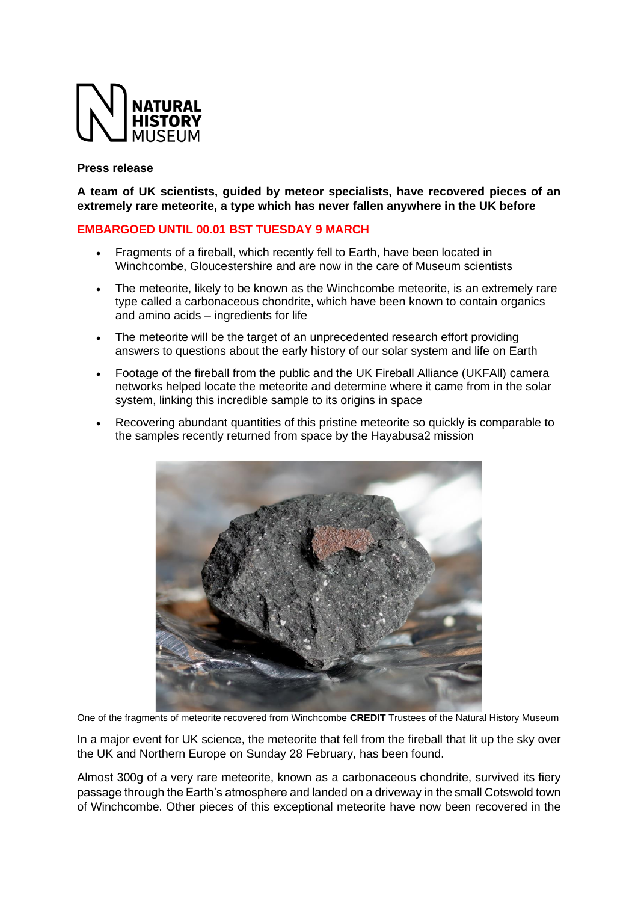**Press release**

**A team of UK scientists, guided by meteor specialists, have recovered pieces of an extremely rare meteorite, a type which has never fallen anywhere in the UK before**

**EMBARGOED UNTIL 00.01 BST TUESDAY 9 MARCH**

- Fragments of a fireball, which recently fell to Earth, have been located in Winchcombe, Gloucestershire and are now in the care of Museum scientists
- The meteorite, likely to be known as the Winchcombe meteorite, is an extremely rare type called a carbonaceous chondrite, which have been known to contain organics and amino acids – ingredients for life
- The meteorite will be the target of an unprecedented research effort providing answers to questions about the early history of our solar system and life on Earth
- Footage of the fireball from the public and the UK Fireball Alliance (UKFAll) camera networks helped locate the meteorite and determine where it came from in the solar system, linking this incredible sample to its origins in space
- Recovering abundant quantities of this pristine meteorite so quickly is comparable to the samples recently returned from space by the Hayabusa2 mission

One of the fragments of meteorite recovered from Winchcombe **CREDIT** Trustees of the Natural History Museum

In a major event for UK science, the meteorite that fell from the fireball that lit up the sky over the UK and Northern Europe on Sunday 28 February, has been found.

Almost 300g of a very rare meteorite, known as a carbonaceous chondrite, survived its fiery passage through the Earth's atmosphere and landed on a driveway in the small Cotswold town of Winchcombe. Other pieces of this exceptional meteorite have now been recovered in the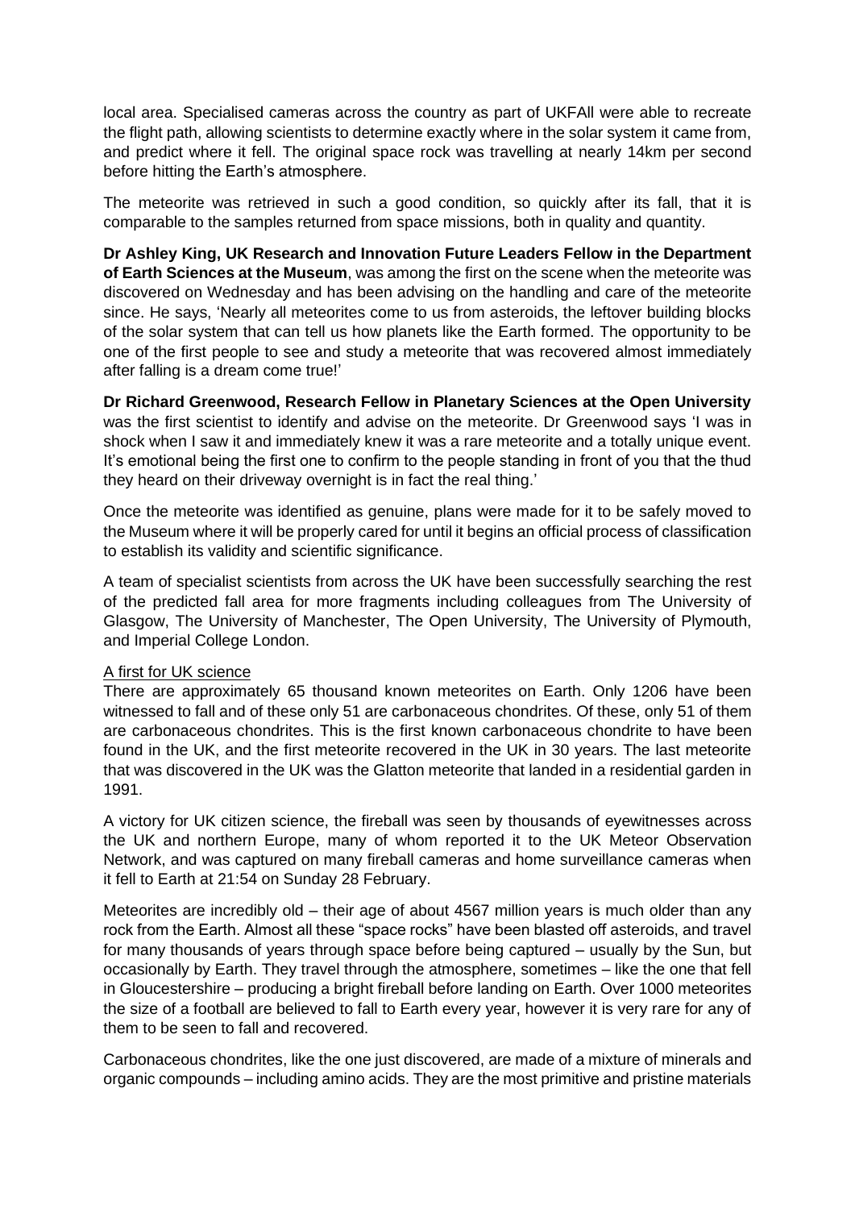local area. Specialised cameras across the country as part of UKFAll were able to recreate the flight path, allowing scientists to determine exactly where in the solar system it came from, and predict where it fell. The original space rock was travelling at nearly 14km per second before hitting the Earth's atmosphere.

The meteorite was retrieved in such a good condition, so quickly after its fall, that it is comparable to the samples returned from space missions, both in quality and quantity.

**Dr Ashley King, UK Research and Innovation Future Leaders Fellow in the Department of Earth Sciences at the Museum**, was among the first on the scene when the meteorite was discovered on Wednesday and has been advising on the handling and care of the meteorite since. He says, 'Nearly all meteorites come to us from asteroids, the leftover building blocks of the solar system that can tell us how planets like the Earth formed. The opportunity to be one of the first people to see and study a meteorite that was recovered almost immediately after falling is a dream come true!'

**Dr Richard Greenwood, Research Fellow in Planetary Sciences at the Open University** was the first scientist to identify and advise on the meteorite. Dr Greenwood says 'I was in shock when I saw it and immediately knew it was a rare meteorite and a totally unique event. It's emotional being the first one to confirm to the people standing in front of you that the thud they heard on their driveway overnight is in fact the real thing.'

Once the meteorite was identified as genuine, plans were made for it to be safely moved to the Museum where it will be properly cared for until it begins an official process of classification to establish its validity and scientific significance.

A team of specialist scientists from across the UK have been successfully searching the rest of the predicted fall area for more fragments including colleagues from The University of Glasgow, The University of Manchester, The Open University, The University of Plymouth, and Imperial College London.

A first for UK science

There are approximately 65 thousand known meteorites on Earth. Only 1206 have been witnessed to fall and of these only 51 are carbonaceous chondrites. Of these, only 51 of them are carbonaceous chondrites. This is the first known carbonaceous chondrite to have been found in the UK, and the first meteorite recovered in the UK in 30 years. The last meteorite that was discovered in the UK was the Glatton meteorite that landed in a residential garden in 1991.

A victory for UK citizen science, the fireball was seen by thousands of eyewitnesses across the UK and northern Europe, many of whom reported it to the UK Meteor Observation Network, and was captured on many fireball cameras and home surveillance cameras when it fell to Earth at 21:54 on Sunday 28 February.

Meteorites are incredibly old – their age of about 4567 million years is much older than any rock from the Earth. Almost all these "space rocks" have been blasted off asteroids, and travel for many thousands of years through space before being captured – usually by the Sun, but occasionally by Earth. They travel through the atmosphere, sometimes – like the one that fell in Gloucestershire – producing a bright fireball before landing on Earth. Over 1000 meteorites the size of a football are believed to fall to Earth every year, however it is very rare for any of them to be seen to fall and recovered.

Carbonaceous chondrites, like the one just discovered, are made of a mixture of minerals and organic compounds – including amino acids. They are the most primitive and pristine materials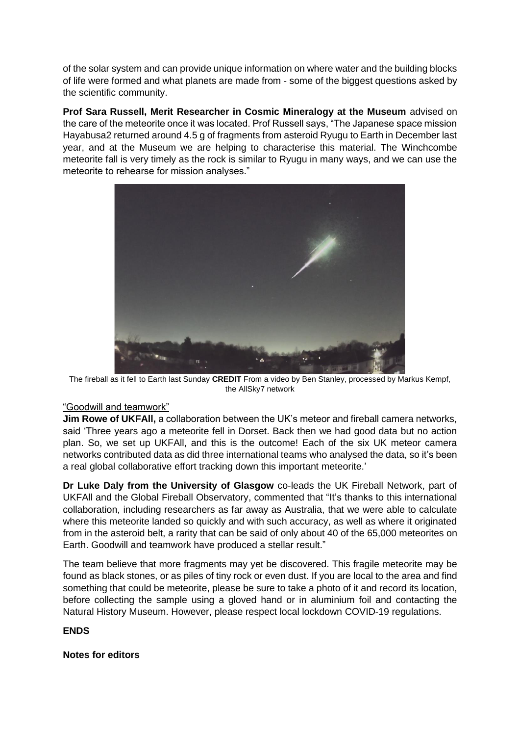of the solar system and can provide unique information on where water and the building blocks of life were formed and what planets are made from - some of the biggest questions asked by the scientific community.

**Prof Sara Russell, Merit Researcher in Cosmic Mineralogy at the Museum** advised on the care of the meteorite once it was located. Prof Russell says, "The Japanese space mission Hayabusa2 returned around 4.5 g of fragments from asteroid Ryugu to Earth in December last year, and at the Museum we are helping to characterise this material. The Winchcombe meteorite fall is very timely as the rock is similar to Ryugu in many ways, and we can use the meteorite to rehearse for mission analyses."

The fireball as it fell to Earth last Sunday **CREDIT** From a video by Ben Stanley, processed by Markus Kempf, the AllSky7 network

"Goodwill and teamwork"

**Jim Rowe of UKFAll,** a collaboration between the UK's meteor and fireball camera networks, said 'Three years ago a meteorite fell in Dorset. Back then we had good data but no action plan. So, we set up UKFAll, and this is the outcome! Each of the six UK meteor camera networks contributed data as did three international teams who analysed the data, so it's been a real global collaborative effort tracking down this important meteorite.'

**Dr Luke Daly from the University of Glasgow** co-leads the UK Fireball Network, part of UKFAll and the Global Fireball Observatory, commented that "It's thanks to this international collaboration, including researchers as far away as Australia, that we were able to calculate where this meteorite landed so quickly and with such accuracy, as well as where it originated from in the asteroid belt, a rarity that can be said of only about 40 of the 65,000 meteorites on Earth. Goodwill and teamwork have produced a stellar result."

The team believe that more fragments may yet be discovered. This fragile meteorite may be found as black stones, or as piles of tiny rock or even dust. If you are local to the area and find something that could be meteorite, please be sure to take a photo of it and record its location, before collecting the sample using a gloved hand or in aluminium foil and contacting the Natural History Museum. However, please respect local lockdown COVID-19 regulations.

**ENDS**

**Notes for editors**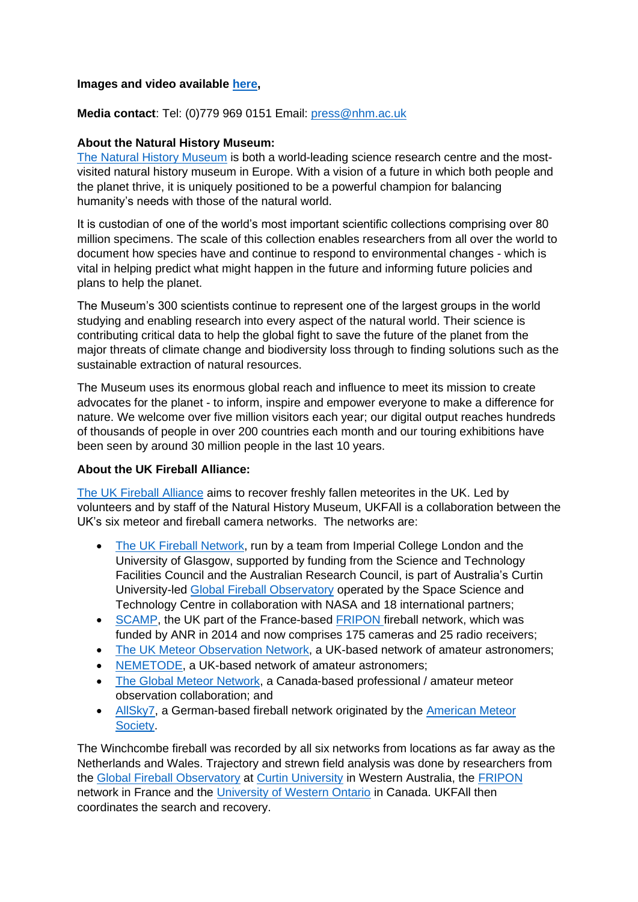**Images and video available [here](),**

**Media contact**: Tel: (0)779 969 0151 Email: [press@nhm.ac.uk](mailto:press@nhm.ac.uk)

**About the Natural History Museum:**

[The Natural History Museum]() is both a world-leading science research centre and the most-visited natural history museum in Europe. With a vision of a future in which both people and the planet thrive, it is uniquely positioned to be a powerful champion for balancing humanity's needs with those of the natural world.

It is custodian of one of the world's most important scientific collections comprising over 80 million specimens. The scale of this collection enables researchers from all over the world to document how species have and continue to respond to environmental changes - which is vital in helping predict what might happen in the future and informing future policies and plans to help the planet.

The Museum's 300 scientists continue to represent one of the largest groups in the world studying and enabling research into every aspect of the natural world. Their science is contributing critical data to help the global fight to save the future of the planet from the major threats of climate change and biodiversity loss through to finding solutions such as the sustainable extraction of natural resources.

The Museum uses its enormous global reach and influence to meet its mission to create advocates for the planet - to inform, inspire and empower everyone to make a difference for nature. We welcome over five million visitors each year; our digital output reaches hundreds of thousands of people in over 200 countries each month and our touring exhibitions have been seen by around 30 million people in the last 10 years.

**About the UK Fireball Alliance:**

[The UK Fireball Alliance]() aims to recover freshly fallen meteorites in the UK. Led by volunteers and by staff of the Natural History Museum, UKFAll is a collaboration between the UK's six meteor and fireball camera networks. The networks are:

- [The UK Fireball Network](), run by a team from Imperial College London and the University of Glasgow, supported by funding from the Science and Technology Facilities Council and the Australian Research Council, is part of Australia's Curtin University-led [Global Fireball Observatory]() operated by the Space Science and Technology Centre in collaboration with NASA and 18 international partners;
- [SCAMP](), the UK part of the France-based [FRIPON]() fireball network, which was funded by ANR in 2014 and now comprises 175 cameras and 25 radio receivers;
- [The UK Meteor Observation Network](), a UK-based network of amateur astronomers;
- [NEMETODE](), a UK-based network of amateur astronomers;
- [The Global Meteor Network](), a Canada-based professional / amateur meteor observation collaboration; and
- [AllSky7](), a German-based fireball network originated by the [American Meteor Society]().

The Winchcombe fireball was recorded by all six networks from locations as far away as the Netherlands and Wales. Trajectory and strewn field analysis was done by researchers from the [Global Fireball Observatory]() at [Curtin University]() in Western Australia, the [FRIPON]() network in France and the [University of Western Ontario]() in Canada. UKFAll then coordinates the search and recovery.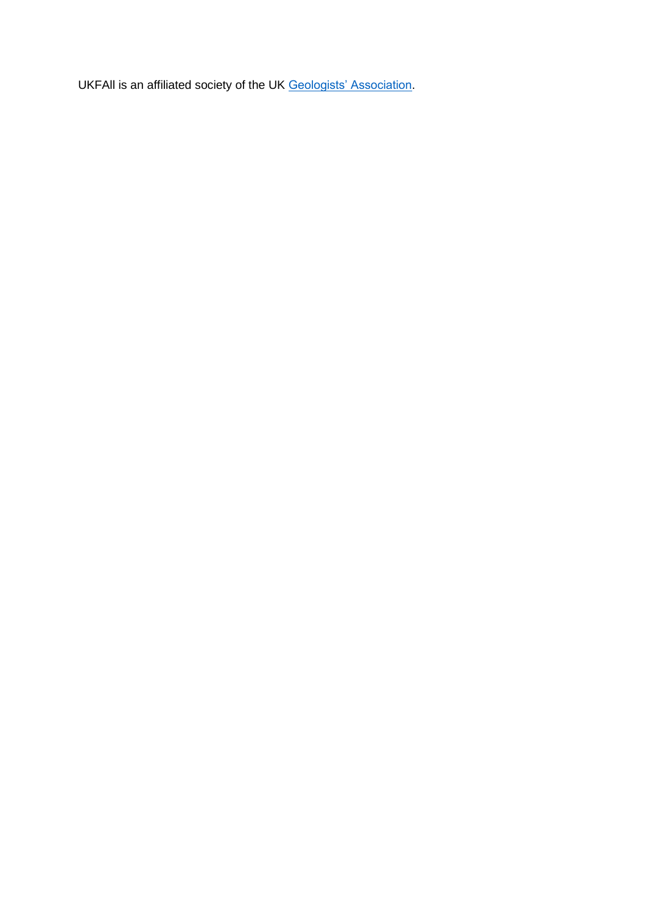UKFAll is an affiliated society of the UK Geologists' Association.